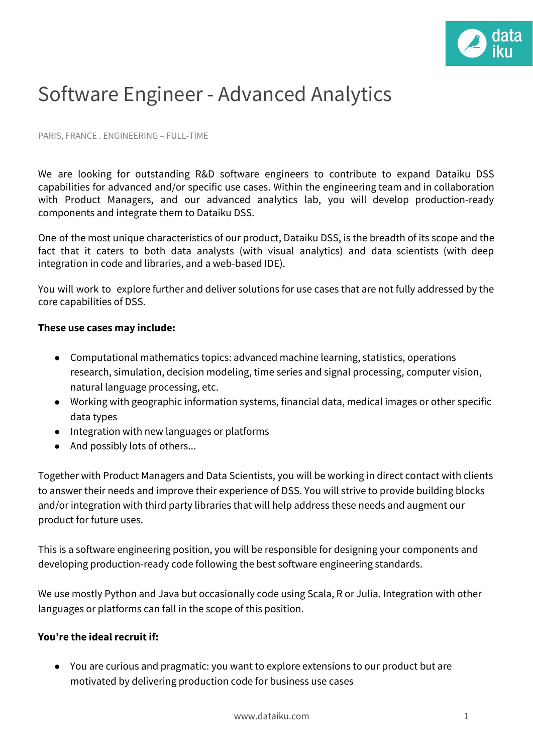# Software Engineer - Advanced Analytics

PARIS, FRANCE . ENGINEERING – FULL-TIME

We are looking for outstanding R&D software engineers to contribute to expand Dataiku DSS capabilities for advanced and/or specific use cases. Within the engineering team and in collaboration with Product Managers, and our advanced analytics lab, you will develop production-ready components and integrate them to Dataiku DSS.

One of the most unique characteristics of our product, Dataiku DSS, is the breadth of its scope and the fact that it caters to both data analysts (with visual analytics) and data scientists (with deep integration in code and libraries, and a web-based IDE).

You will work to explore further and deliver solutions for use cases that are not fully addressed by the core capabilities of DSS.

**These use cases may include:**

- Computational mathematics topics: advanced machine learning, statistics, operations research, simulation, decision modeling, time series and signal processing, computer vision, natural language processing, etc.
- Working with geographic information systems, financial data, medical images or other specific data types
- Integration with new languages or platforms
- And possibly lots of others...

Together with Product Managers and Data Scientists, you will be working in direct contact with clients to answer their needs and improve their experience of DSS. You will strive to provide building blocks and/or integration with third party libraries that will help address these needs and augment our product for future uses.

This is a software engineering position, you will be responsible for designing your components and developing production-ready code following the best software engineering standards.

We use mostly Python and Java but occasionally code using Scala, R or Julia. Integration with other languages or platforms can fall in the scope of this position.

**You're the ideal recruit if:**

- You are curious and pragmatic: you want to explore extensions to our product but are motivated by delivering production code for business use cases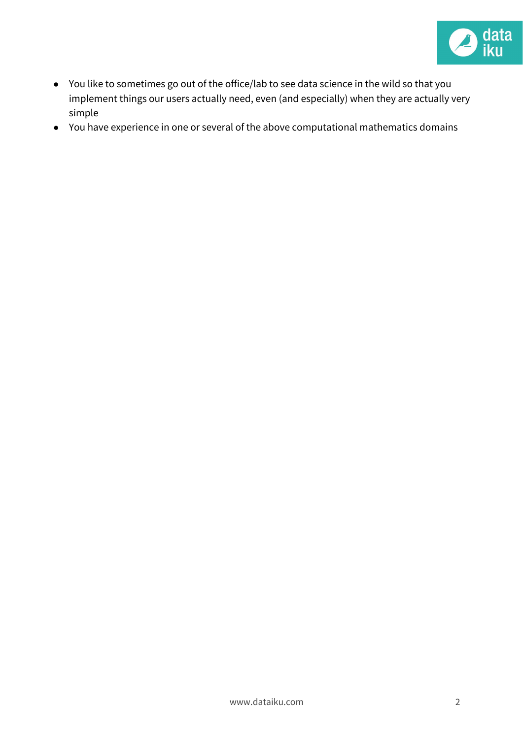- You like to sometimes go out of the office/lab to see data science in the wild so that you implement things our users actually need, even (and especially) when they are actually very simple
- You have experience in one or several of the above computational mathematics domains